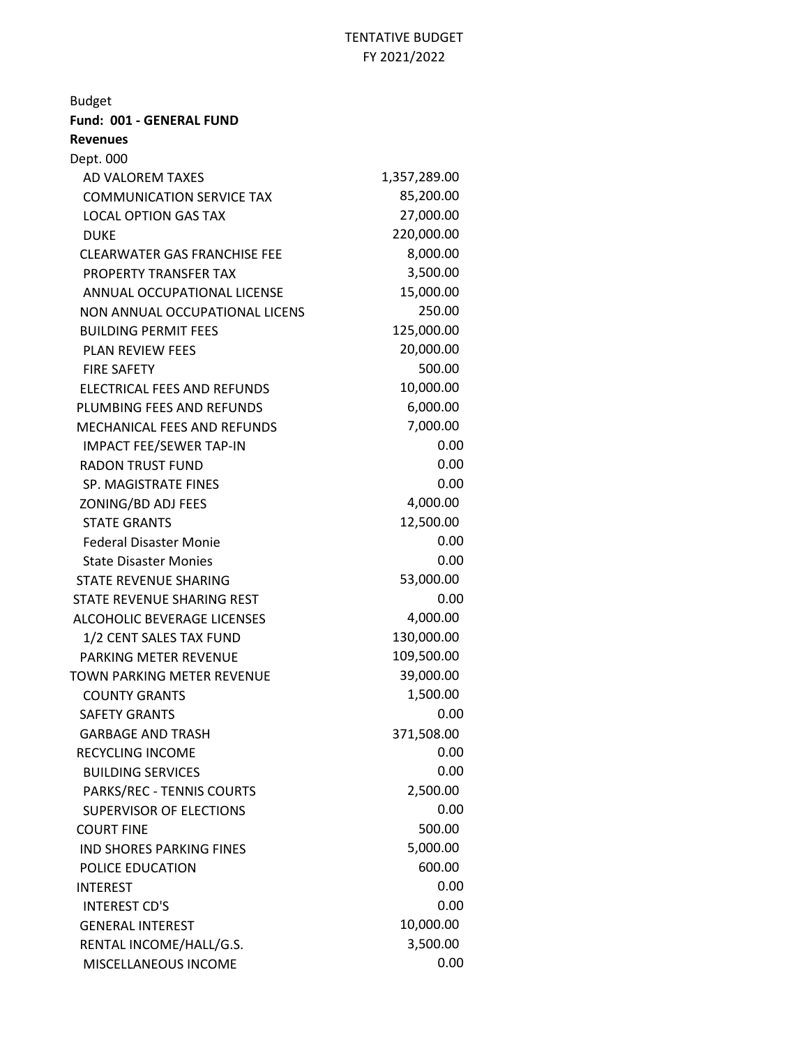TENTATIVE BUDGET
FY 2021/2022

Budget

**Fund: 001 - GENERAL FUND**

**Revenues**

Dept. 000

| Item | Amount |
|---|---|
| AD VALOREM TAXES | 1,357,289.00 |
| COMMUNICATION SERVICE TAX | 85,200.00 |
| LOCAL OPTION GAS TAX | 27,000.00 |
| DUKE | 220,000.00 |
| CLEARWATER GAS FRANCHISE FEE | 8,000.00 |
| PROPERTY TRANSFER TAX | 3,500.00 |
| ANNUAL OCCUPATIONAL LICENSE | 15,000.00 |
| NON ANNUAL OCCUPATIONAL LICENS | 250.00 |
| BUILDING PERMIT FEES | 125,000.00 |
| PLAN REVIEW FEES | 20,000.00 |
| FIRE SAFETY | 500.00 |
| ELECTRICAL FEES AND REFUNDS | 10,000.00 |
| PLUMBING FEES AND REFUNDS | 6,000.00 |
| MECHANICAL FEES AND REFUNDS | 7,000.00 |
| IMPACT FEE/SEWER TAP-IN | 0.00 |
| RADON TRUST FUND | 0.00 |
| SP. MAGISTRATE FINES | 0.00 |
| ZONING/BD ADJ FEES | 4,000.00 |
| STATE GRANTS | 12,500.00 |
| Federal Disaster Monie | 0.00 |
| State Disaster Monies | 0.00 |
| STATE REVENUE SHARING | 53,000.00 |
| STATE REVENUE SHARING REST | 0.00 |
| ALCOHOLIC BEVERAGE LICENSES | 4,000.00 |
| 1/2 CENT SALES TAX FUND | 130,000.00 |
| PARKING METER REVENUE | 109,500.00 |
| TOWN PARKING METER REVENUE | 39,000.00 |
| COUNTY GRANTS | 1,500.00 |
| SAFETY GRANTS | 0.00 |
| GARBAGE AND TRASH | 371,508.00 |
| RECYCLING INCOME | 0.00 |
| BUILDING SERVICES | 0.00 |
| PARKS/REC - TENNIS COURTS | 2,500.00 |
| SUPERVISOR OF ELECTIONS | 0.00 |
| COURT FINE | 500.00 |
| IND SHORES PARKING FINES | 5,000.00 |
| POLICE EDUCATION | 600.00 |
| INTEREST | 0.00 |
| INTEREST CD'S | 0.00 |
| GENERAL INTEREST | 10,000.00 |
| RENTAL INCOME/HALL/G.S. | 3,500.00 |
| MISCELLANEOUS INCOME | 0.00 |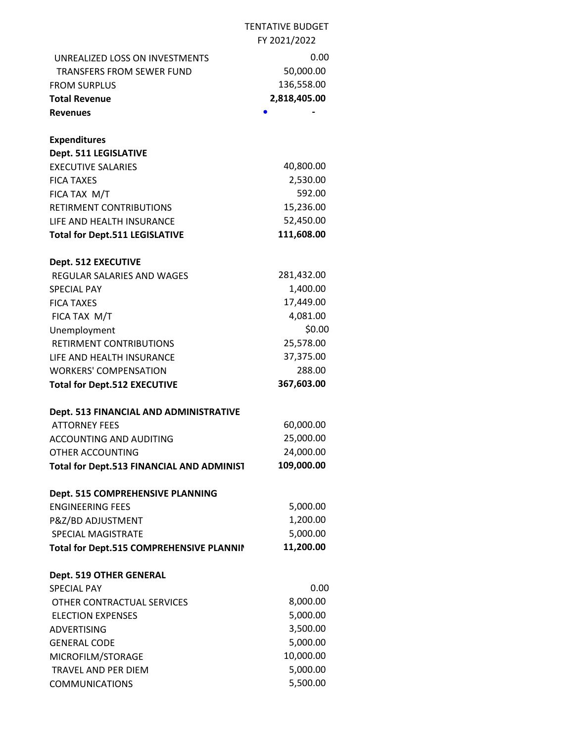| | TENTATIVE BUDGET FY 2021/2022 |
|---|---|
| UNREALIZED LOSS ON INVESTMENTS | 0.00 |
| TRANSFERS FROM SEWER FUND | 50,000.00 |
| FROM SURPLUS | 136,558.00 |
| **Total Revenue** | **2,818,405.00** |
| **Revenues** | - |
| | |
| **Expenditures** | |
| **Dept. 511 LEGISLATIVE** | |
| EXECUTIVE SALARIES | 40,800.00 |
| FICA TAXES | 2,530.00 |
| FICA TAX M/T | 592.00 |
| RETIRMENT CONTRIBUTIONS | 15,236.00 |
| LIFE AND HEALTH INSURANCE | 52,450.00 |
| **Total for Dept.511 LEGISLATIVE** | **111,608.00** |
| | |
| **Dept. 512 EXECUTIVE** | |
| REGULAR SALARIES AND WAGES | 281,432.00 |
| SPECIAL PAY | 1,400.00 |
| FICA TAXES | 17,449.00 |
| FICA TAX M/T | 4,081.00 |
| Unemployment | $0.00 |
| RETIRMENT CONTRIBUTIONS | 25,578.00 |
| LIFE AND HEALTH INSURANCE | 37,375.00 |
| WORKERS' COMPENSATION | 288.00 |
| **Total for Dept.512 EXECUTIVE** | **367,603.00** |
| | |
| **Dept. 513 FINANCIAL AND ADMINISTRATIVE** | |
| ATTORNEY FEES | 60,000.00 |
| ACCOUNTING AND AUDITING | 25,000.00 |
| OTHER ACCOUNTING | 24,000.00 |
| **Total for Dept.513 FINANCIAL AND ADMINIST** | **109,000.00** |
| | |
| **Dept. 515 COMPREHENSIVE PLANNING** | |
| ENGINEERING FEES | 5,000.00 |
| P&Z/BD ADJUSTMENT | 1,200.00 |
| SPECIAL MAGISTRATE | 5,000.00 |
| **Total for Dept.515 COMPREHENSIVE PLANNIN** | **11,200.00** |
| | |
| **Dept. 519 OTHER GENERAL** | |
| SPECIAL PAY | 0.00 |
| OTHER CONTRACTUAL SERVICES | 8,000.00 |
| ELECTION EXPENSES | 5,000.00 |
| ADVERTISING | 3,500.00 |
| GENERAL CODE | 5,000.00 |
| MICROFILM/STORAGE | 10,000.00 |
| TRAVEL AND PER DIEM | 5,000.00 |
| COMMUNICATIONS | 5,500.00 |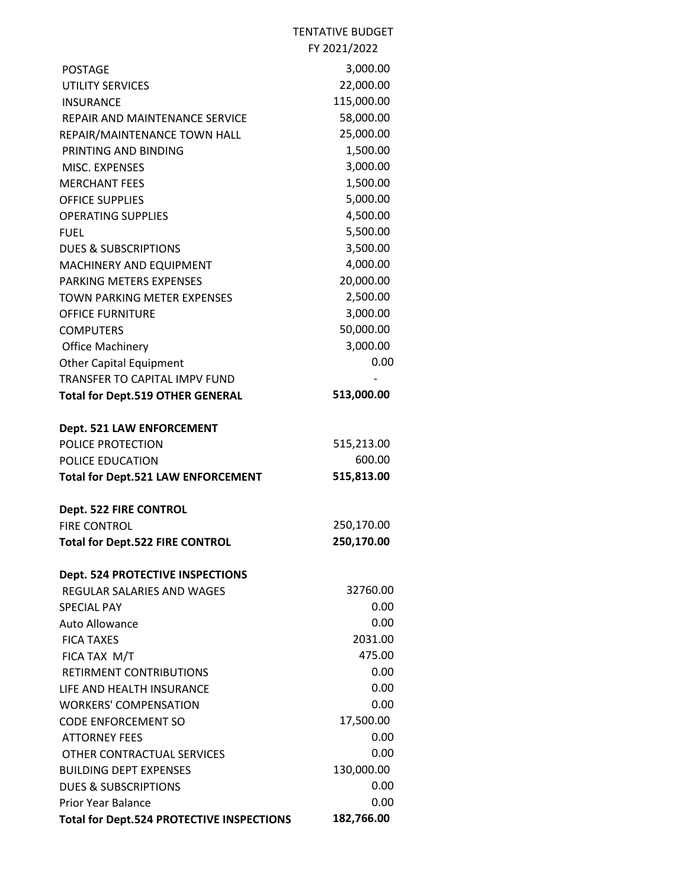| | TENTATIVE BUDGET FY 2021/2022 |
|---|---|
| POSTAGE | 3,000.00 |
| UTILITY SERVICES | 22,000.00 |
| INSURANCE | 115,000.00 |
| REPAIR AND MAINTENANCE SERVICE | 58,000.00 |
| REPAIR/MAINTENANCE TOWN HALL | 25,000.00 |
| PRINTING AND BINDING | 1,500.00 |
| MISC. EXPENSES | 3,000.00 |
| MERCHANT FEES | 1,500.00 |
| OFFICE SUPPLIES | 5,000.00 |
| OPERATING SUPPLIES | 4,500.00 |
| FUEL | 5,500.00 |
| DUES & SUBSCRIPTIONS | 3,500.00 |
| MACHINERY AND EQUIPMENT | 4,000.00 |
| PARKING METERS EXPENSES | 20,000.00 |
| TOWN PARKING METER EXPENSES | 2,500.00 |
| OFFICE FURNITURE | 3,000.00 |
| COMPUTERS | 50,000.00 |
| Office Machinery | 3,000.00 |
| Other Capital Equipment | 0.00 |
| TRANSFER TO CAPITAL IMPV FUND | - |
| **Total for Dept.519 OTHER GENERAL** | **513,000.00** |
| | |
| **Dept. 521 LAW ENFORCEMENT** | |
| POLICE PROTECTION | 515,213.00 |
| POLICE EDUCATION | 600.00 |
| **Total for Dept.521 LAW ENFORCEMENT** | **515,813.00** |
| | |
| **Dept. 522 FIRE CONTROL** | |
| FIRE CONTROL | 250,170.00 |
| **Total for Dept.522 FIRE CONTROL** | **250,170.00** |
| | |
| **Dept. 524 PROTECTIVE INSPECTIONS** | |
| REGULAR SALARIES AND WAGES | 32760.00 |
| SPECIAL PAY | 0.00 |
| Auto Allowance | 0.00 |
| FICA TAXES | 2031.00 |
| FICA TAX M/T | 475.00 |
| RETIRMENT CONTRIBUTIONS | 0.00 |
| LIFE AND HEALTH INSURANCE | 0.00 |
| WORKERS' COMPENSATION | 0.00 |
| CODE ENFORCEMENT SO | 17,500.00 |
| ATTORNEY FEES | 0.00 |
| OTHER CONTRACTUAL SERVICES | 0.00 |
| BUILDING DEPT EXPENSES | 130,000.00 |
| DUES & SUBSCRIPTIONS | 0.00 |
| Prior Year Balance | 0.00 |
| **Total for Dept.524 PROTECTIVE INSPECTIONS** | **182,766.00** |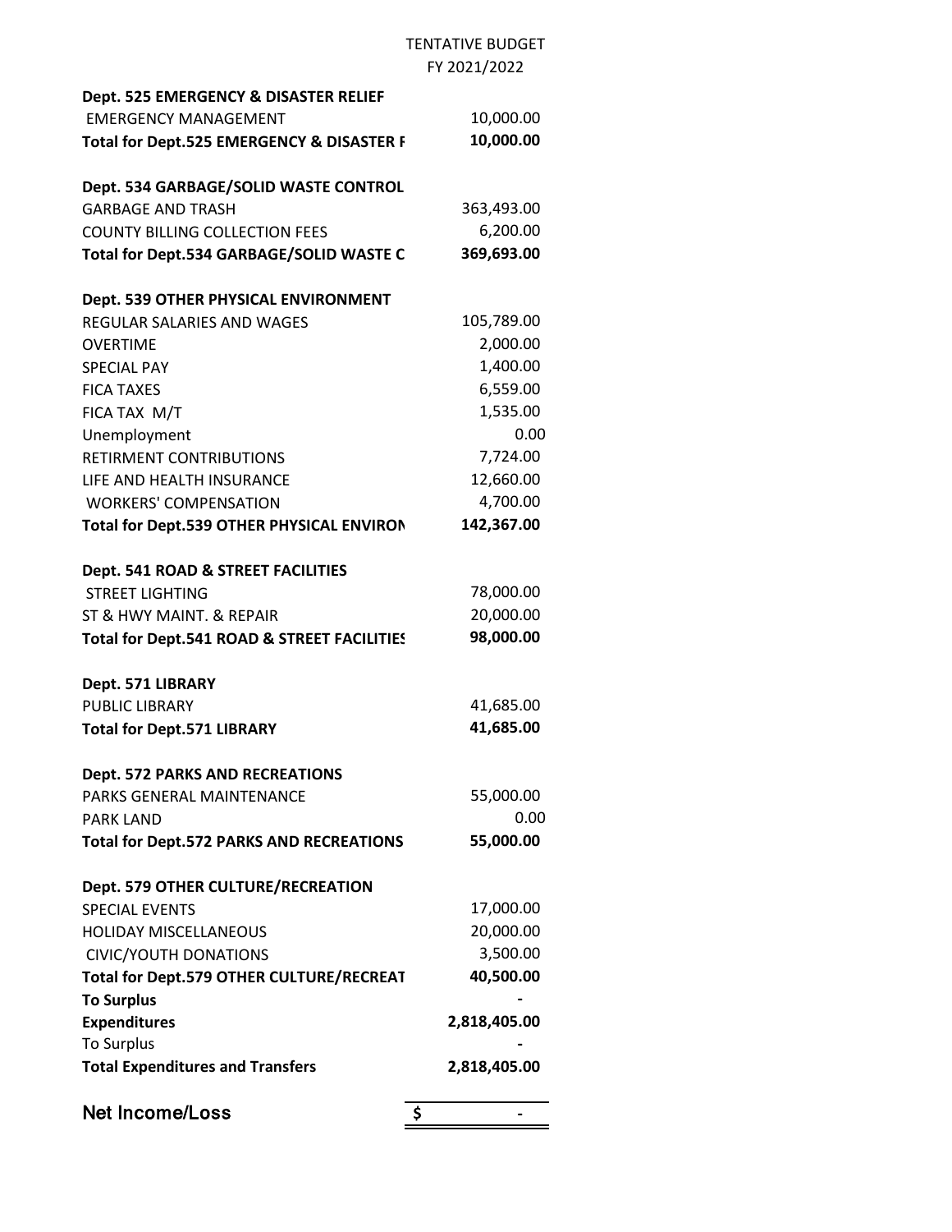| | TENTATIVE BUDGET FY 2021/2022 |
|---|---|
| **Dept. 525 EMERGENCY & DISASTER RELIEF** | |
| EMERGENCY MANAGEMENT | 10,000.00 |
| **Total for Dept.525 EMERGENCY & DISASTER F** | **10,000.00** |
| | |
| **Dept. 534 GARBAGE/SOLID WASTE CONTROL** | |
| GARBAGE AND TRASH | 363,493.00 |
| COUNTY BILLING COLLECTION FEES | 6,200.00 |
| **Total for Dept.534 GARBAGE/SOLID WASTE C** | **369,693.00** |
| | |
| **Dept. 539 OTHER PHYSICAL ENVIRONMENT** | |
| REGULAR SALARIES AND WAGES | 105,789.00 |
| OVERTIME | 2,000.00 |
| SPECIAL PAY | 1,400.00 |
| FICA TAXES | 6,559.00 |
| FICA TAX M/T | 1,535.00 |
| Unemployment | 0.00 |
| RETIRMENT CONTRIBUTIONS | 7,724.00 |
| LIFE AND HEALTH INSURANCE | 12,660.00 |
| WORKERS' COMPENSATION | 4,700.00 |
| **Total for Dept.539 OTHER PHYSICAL ENVIRON** | **142,367.00** |
| | |
| **Dept. 541 ROAD & STREET FACILITIES** | |
| STREET LIGHTING | 78,000.00 |
| ST & HWY MAINT. & REPAIR | 20,000.00 |
| **Total for Dept.541 ROAD & STREET FACILITIES** | **98,000.00** |
| | |
| **Dept. 571 LIBRARY** | |
| PUBLIC LIBRARY | 41,685.00 |
| **Total for Dept.571 LIBRARY** | **41,685.00** |
| | |
| **Dept. 572 PARKS AND RECREATIONS** | |
| PARKS GENERAL MAINTENANCE | 55,000.00 |
| PARK LAND | 0.00 |
| **Total for Dept.572 PARKS AND RECREATIONS** | **55,000.00** |
| | |
| **Dept. 579 OTHER CULTURE/RECREATION** | |
| SPECIAL EVENTS | 17,000.00 |
| HOLIDAY MISCELLANEOUS | 20,000.00 |
| CIVIC/YOUTH DONATIONS | 3,500.00 |
| **Total for Dept.579 OTHER CULTURE/RECREAT** | **40,500.00** |
| **To Surplus** | **-** |
| **Expenditures** | **2,818,405.00** |
| To Surplus | - |
| **Total Expenditures and Transfers** | **2,818,405.00** |
| | |
| **Net Income/Loss** | **$ -** |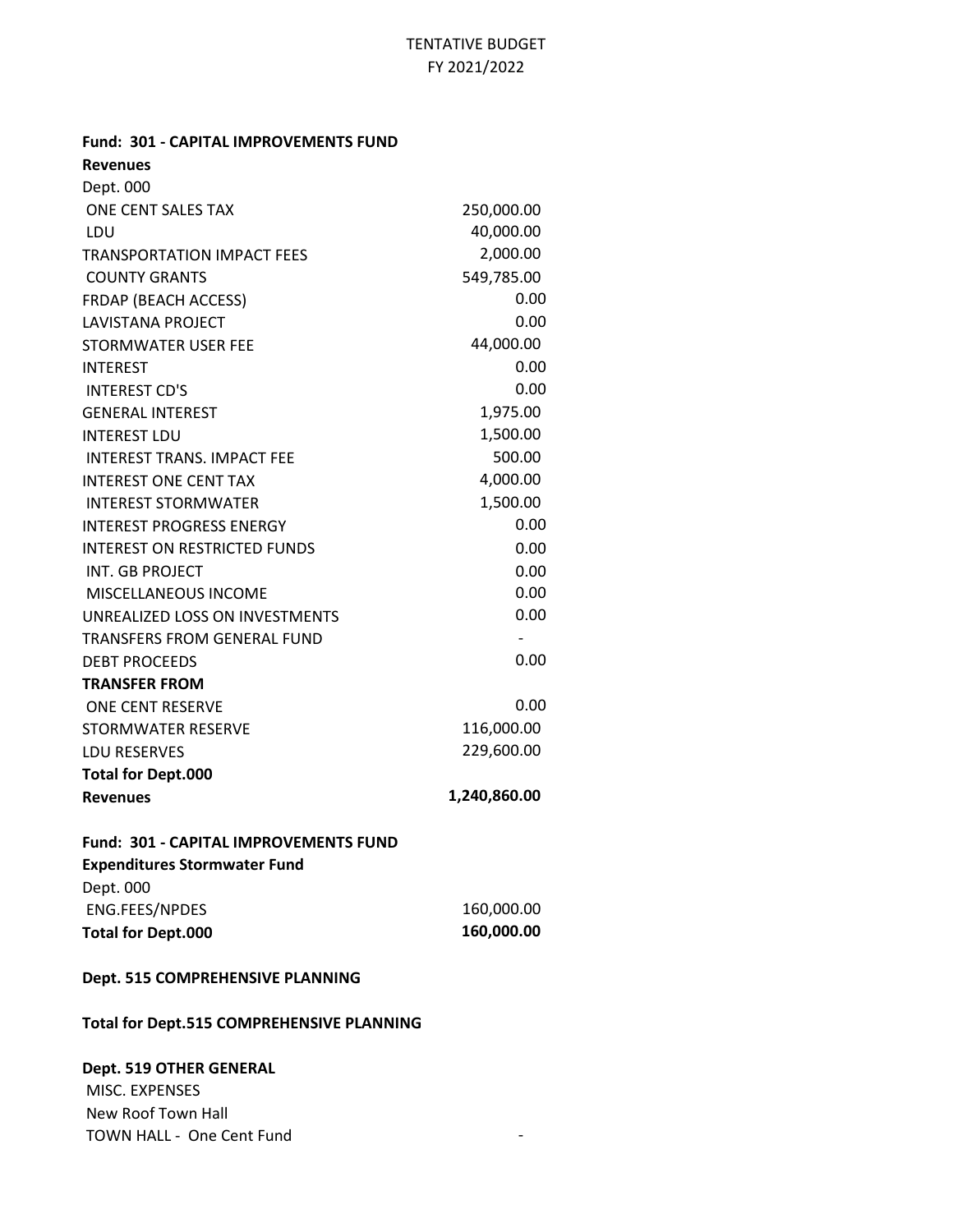TENTATIVE BUDGET
FY 2021/2022

**Fund: 301 - CAPITAL IMPROVEMENTS FUND**

**Revenues**

| Dept. 000 | |
|---|---|
| ONE CENT SALES TAX | 250,000.00 |
| LDU | 40,000.00 |
| TRANSPORTATION IMPACT FEES | 2,000.00 |
| COUNTY GRANTS | 549,785.00 |
| FRDAP (BEACH ACCESS) | 0.00 |
| LAVISTANA PROJECT | 0.00 |
| STORMWATER USER FEE | 44,000.00 |
| INTEREST | 0.00 |
| INTEREST CD'S | 0.00 |
| GENERAL INTEREST | 1,975.00 |
| INTEREST LDU | 1,500.00 |
| INTEREST TRANS. IMPACT FEE | 500.00 |
| INTEREST ONE CENT TAX | 4,000.00 |
| INTEREST STORMWATER | 1,500.00 |
| INTEREST PROGRESS ENERGY | 0.00 |
| INTEREST ON RESTRICTED FUNDS | 0.00 |
| INT. GB PROJECT | 0.00 |
| MISCELLANEOUS INCOME | 0.00 |
| UNREALIZED LOSS ON INVESTMENTS | 0.00 |
| TRANSFERS FROM GENERAL FUND | - |
| DEBT PROCEEDS | 0.00 |
| **TRANSFER FROM** | |
| ONE CENT RESERVE | 0.00 |
| STORMWATER RESERVE | 116,000.00 |
| LDU RESERVES | 229,600.00 |
| **Total for Dept.000 Revenues** | **1,240,860.00** |

**Fund: 301 - CAPITAL IMPROVEMENTS FUND**

**Expenditures Stormwater Fund**

| Dept. 000 | |
|---|---|
| ENG.FEES/NPDES | 160,000.00 |
| **Total for Dept.000** | **160,000.00** |

**Dept. 515 COMPREHENSIVE PLANNING**

**Total for Dept.515 COMPREHENSIVE PLANNING**

**Dept. 519 OTHER GENERAL**

| | |
|---|---|
| MISC. EXPENSES | |
| New Roof Town Hall | |
| TOWN HALL - One Cent Fund | - |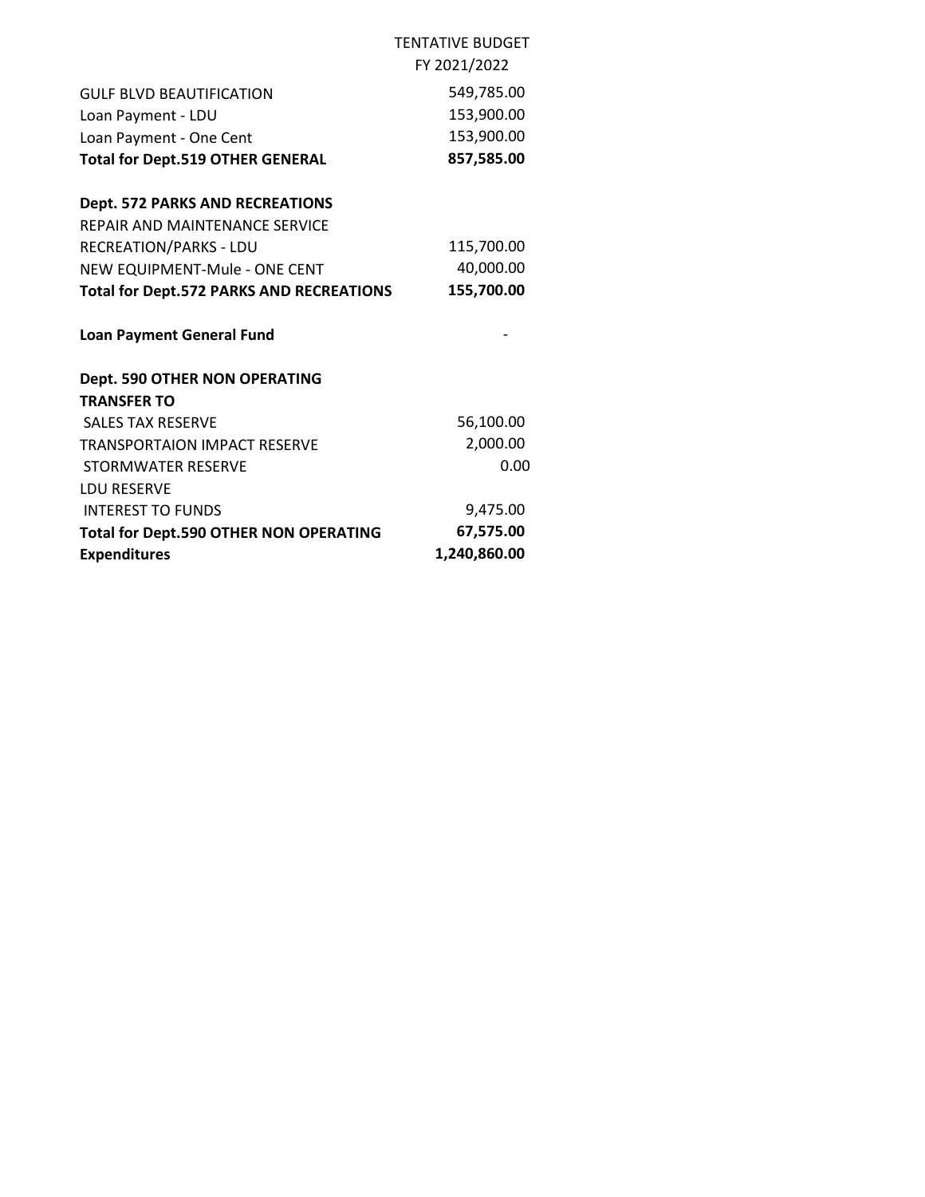| | TENTATIVE BUDGET FY 2021/2022 |
|---|---|
| GULF BLVD BEAUTIFICATION | 549,785.00 |
| Loan Payment - LDU | 153,900.00 |
| Loan Payment - One Cent | 153,900.00 |
| **Total for Dept.519 OTHER GENERAL** | **857,585.00** |
| | |
| **Dept. 572 PARKS AND RECREATIONS** | |
| REPAIR AND MAINTENANCE SERVICE | |
| RECREATION/PARKS - LDU | 115,700.00 |
| NEW EQUIPMENT-Mule - ONE CENT | 40,000.00 |
| **Total for Dept.572 PARKS AND RECREATIONS** | **155,700.00** |
| | |
| **Loan Payment General Fund** | - |
| | |
| **Dept. 590 OTHER NON OPERATING** | |
| **TRANSFER TO** | |
| SALES TAX RESERVE | 56,100.00 |
| TRANSPORTAION IMPACT RESERVE | 2,000.00 |
| STORMWATER RESERVE | 0.00 |
| LDU RESERVE | |
| INTEREST TO FUNDS | 9,475.00 |
| **Total for Dept.590 OTHER NON OPERATING** | **67,575.00** |
| **Expenditures** | **1,240,860.00** |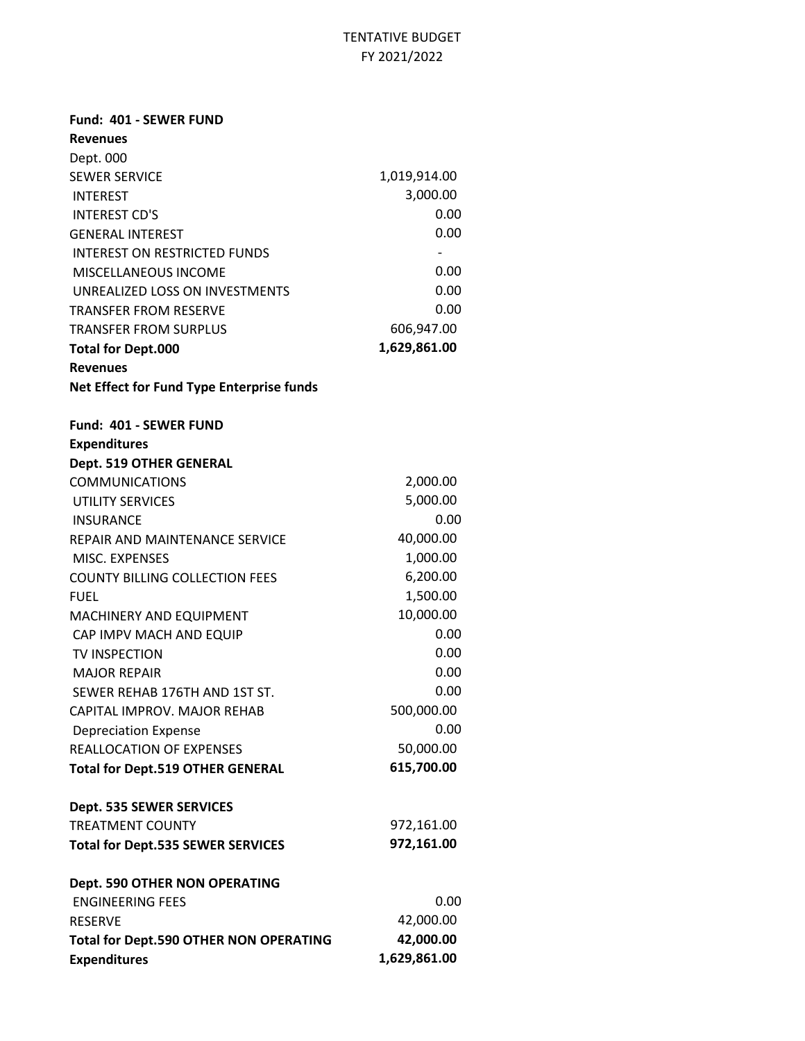TENTATIVE BUDGET
FY 2021/2022

**Fund: 401 - SEWER FUND**
**Revenues**

| Dept. 000 | |
|---|---:|
| SEWER SERVICE | 1,019,914.00 |
| INTEREST | 3,000.00 |
| INTEREST CD'S | 0.00 |
| GENERAL INTEREST | 0.00 |
| INTEREST ON RESTRICTED FUNDS | - |
| MISCELLANEOUS INCOME | 0.00 |
| UNREALIZED LOSS ON INVESTMENTS | 0.00 |
| TRANSFER FROM RESERVE | 0.00 |
| TRANSFER FROM SURPLUS | 606,947.00 |
| **Total for Dept.000** | **1,629,861.00** |

**Revenues**
**Net Effect for Fund Type Enterprise funds**

**Fund: 401 - SEWER FUND**
**Expenditures**

| **Dept. 519 OTHER GENERAL** | |
|---|---:|
| COMMUNICATIONS | 2,000.00 |
| UTILITY SERVICES | 5,000.00 |
| INSURANCE | 0.00 |
| REPAIR AND MAINTENANCE SERVICE | 40,000.00 |
| MISC. EXPENSES | 1,000.00 |
| COUNTY BILLING COLLECTION FEES | 6,200.00 |
| FUEL | 1,500.00 |
| MACHINERY AND EQUIPMENT | 10,000.00 |
| CAP IMPV MACH AND EQUIP | 0.00 |
| TV INSPECTION | 0.00 |
| MAJOR REPAIR | 0.00 |
| SEWER REHAB 176TH AND 1ST ST. | 0.00 |
| CAPITAL IMPROV. MAJOR REHAB | 500,000.00 |
| Depreciation Expense | 0.00 |
| REALLOCATION OF EXPENSES | 50,000.00 |
| **Total for Dept.519 OTHER GENERAL** | **615,700.00** |

| **Dept. 535 SEWER SERVICES** | |
|---|---:|
| TREATMENT COUNTY | 972,161.00 |
| **Total for Dept.535 SEWER SERVICES** | **972,161.00** |

| **Dept. 590 OTHER NON OPERATING** | |
|---|---:|
| ENGINEERING FEES | 0.00 |
| RESERVE | 42,000.00 |
| **Total for Dept.590 OTHER NON OPERATING** | **42,000.00** |
| **Expenditures** | **1,629,861.00** |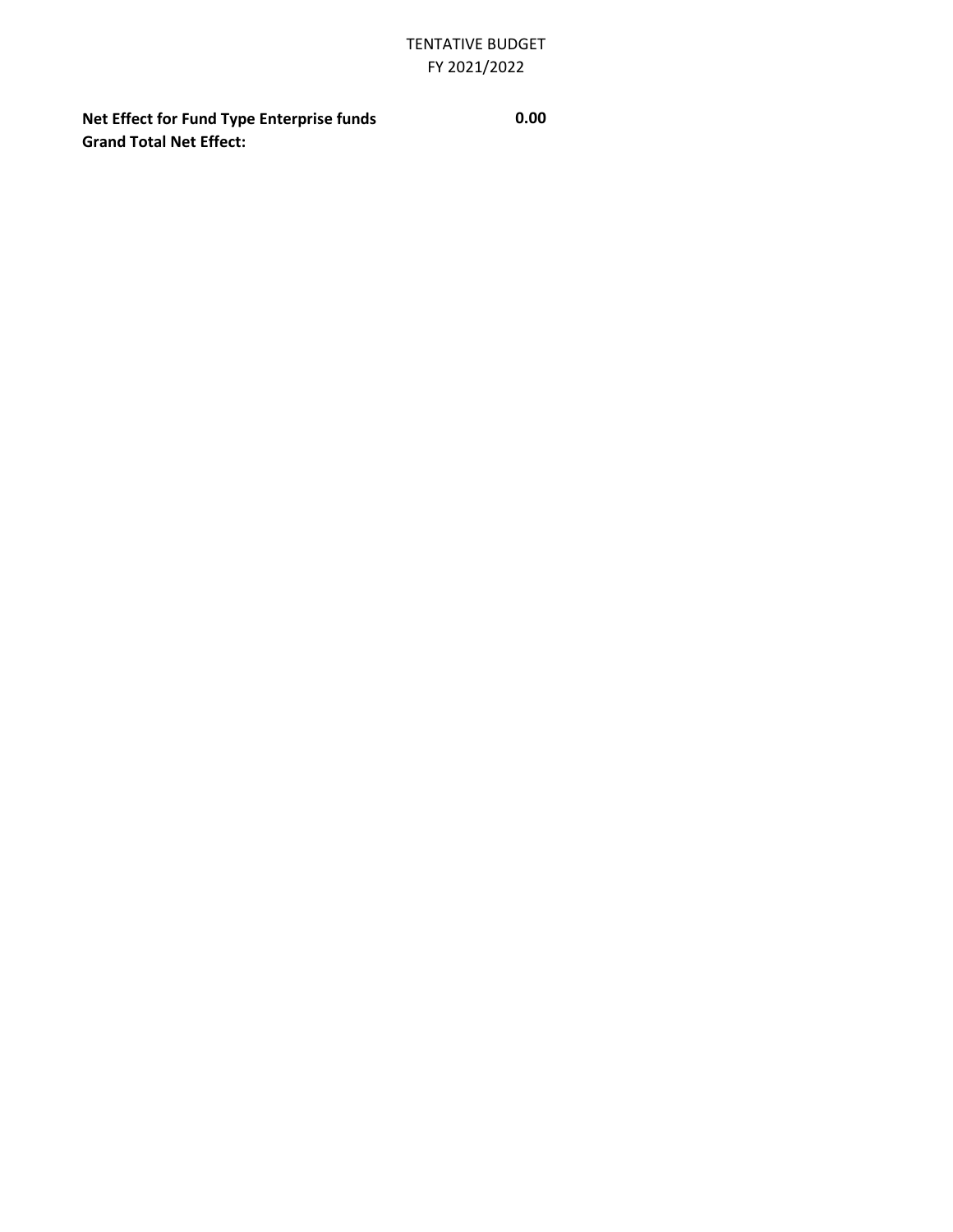TENTATIVE BUDGET
FY 2021/2022

| | |
|---|---|
| **Net Effect for Fund Type Enterprise funds** | **0.00** |
| **Grand Total Net Effect:** | |